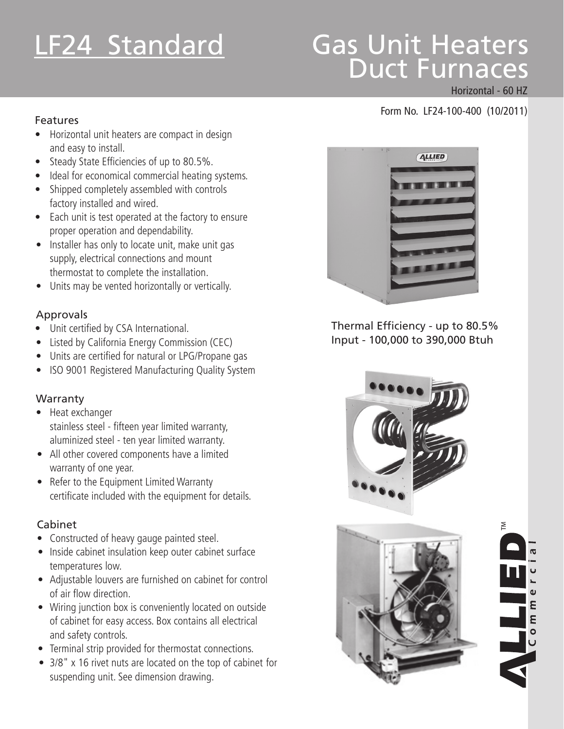# LF24 Standard

# Gas Unit Heaters Duct Furnaces

Horizontal - 60 HZ

Form No. LF24-100-400 (10/2011)

## Features

- Horizontal unit heaters are compact in design and easy to install.
- Steady State Efficiencies of up to 80.5%.
- Ideal for economical commercial heating systems.
- Shipped completely assembled with controls factory installed and wired.
- Each unit is test operated at the factory to ensure proper operation and dependability.
- Installer has only to locate unit, make unit gas supply, electrical connections and mount thermostat to complete the installation.
- Units may be vented horizontally or vertically.

## Approvals

- Unit certified by CSA International.
- Listed by California Energy Commission (CEC)
- Units are certified for natural or LPG/Propane gas
- ISO 9001 Registered Manufacturing Quality System

## Warranty

- Heat exchanger
  stainless steel - fifteen year limited warranty,
  aluminized steel - ten year limited warranty.
- All other covered components have a limited warranty of one year.
- Refer to the Equipment Limited Warranty certificate included with the equipment for details.

## Cabinet

- Constructed of heavy gauge painted steel.
- Inside cabinet insulation keep outer cabinet surface temperatures low.
- Adjustable louvers are furnished on cabinet for control of air flow direction.
- Wiring junction box is conveniently located on outside of cabinet for easy access. Box contains all electrical and safety controls.
- Terminal strip provided for thermostat connections.
- 3/8" x 16 rivet nuts are located on the top of cabinet for suspending unit. See dimension drawing.

Thermal Efficiency - up to 80.5%
Input - 100,000 to 390,000 Btuh

ALLIED™ Commercial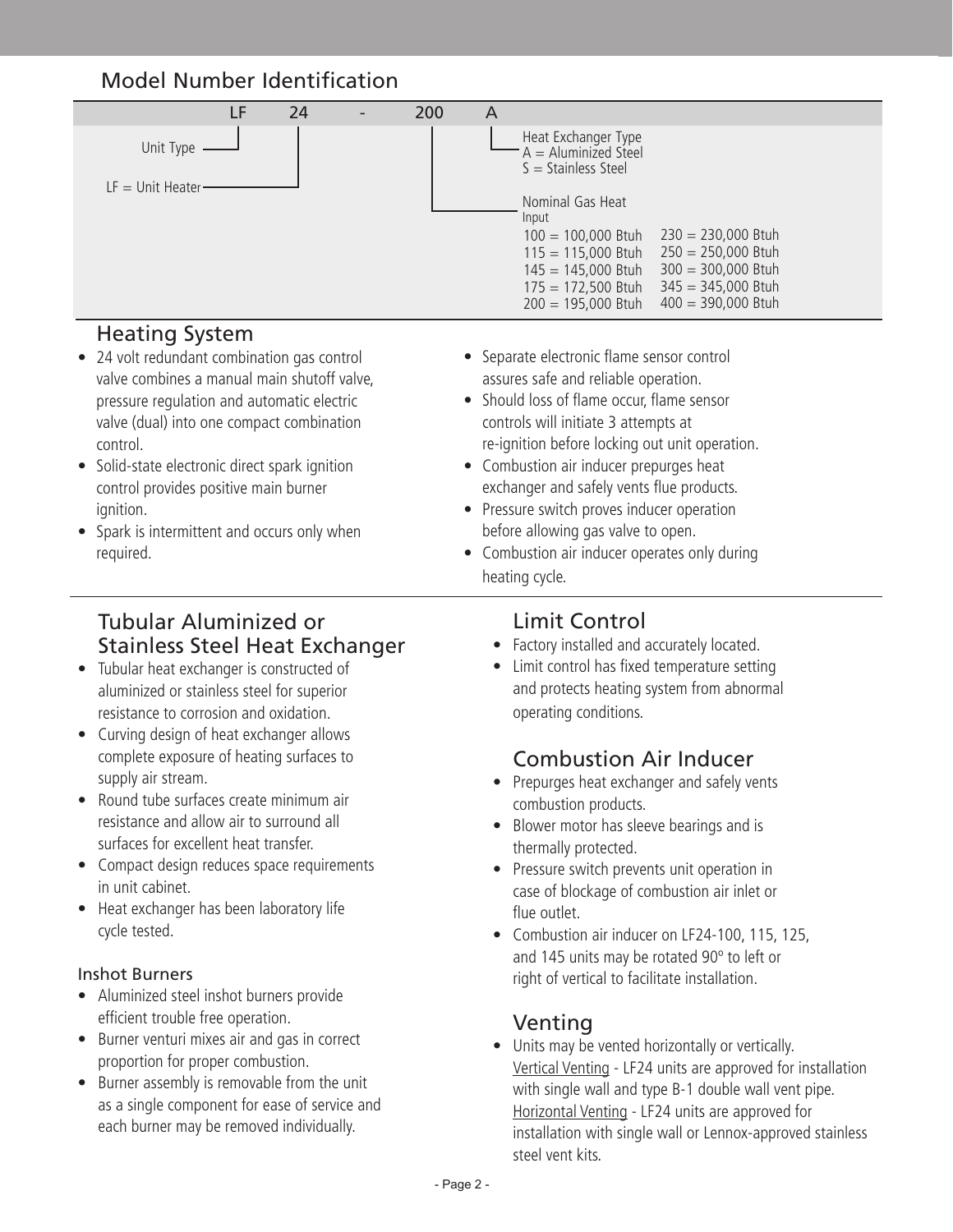## Model Number Identification

LF 24 - 200 A

- **Unit Type**
  - LF = Unit Heater
- **Heat Exchanger Type**
  - A = Aluminized Steel
  - S = Stainless Steel
- **Nominal Gas Heat Input**

| | |
|---|---|
| 100 = 100,000 Btuh | 230 = 230,000 Btuh |
| 115 = 115,000 Btuh | 250 = 250,000 Btuh |
| 145 = 145,000 Btuh | 300 = 300,000 Btuh |
| 175 = 172,500 Btuh | 345 = 345,000 Btuh |
| 200 = 195,000 Btuh | 400 = 390,000 Btuh |

## Heating System

- 24 volt redundant combination gas control valve combines a manual main shutoff valve, pressure regulation and automatic electric valve (dual) into one compact combination control.
- Solid-state electronic direct spark ignition control provides positive main burner ignition.
- Spark is intermittent and occurs only when required.
- Separate electronic flame sensor control assures safe and reliable operation.
- Should loss of flame occur, flame sensor controls will initiate 3 attempts at re-ignition before locking out unit operation.
- Combustion air inducer prepurges heat exchanger and safely vents flue products.
- Pressure switch proves inducer operation before allowing gas valve to open.
- Combustion air inducer operates only during heating cycle.

## Tubular Aluminized or Stainless Steel Heat Exchanger

- Tubular heat exchanger is constructed of aluminized or stainless steel for superior resistance to corrosion and oxidation.
- Curving design of heat exchanger allows complete exposure of heating surfaces to supply air stream.
- Round tube surfaces create minimum air resistance and allow air to surround all surfaces for excellent heat transfer.
- Compact design reduces space requirements in unit cabinet.
- Heat exchanger has been laboratory life cycle tested.

### Inshot Burners

- Aluminized steel inshot burners provide efficient trouble free operation.
- Burner venturi mixes air and gas in correct proportion for proper combustion.
- Burner assembly is removable from the unit as a single component for ease of service and each burner may be removed individually.

## Limit Control

- Factory installed and accurately located.
- Limit control has fixed temperature setting and protects heating system from abnormal operating conditions.

## Combustion Air Inducer

- Prepurges heat exchanger and safely vents combustion products.
- Blower motor has sleeve bearings and is thermally protected.
- Pressure switch prevents unit operation in case of blockage of combustion air inlet or flue outlet.
- Combustion air inducer on LF24-100, 115, 125, and 145 units may be rotated 90º to left or right of vertical to facilitate installation.

## Venting

- Units may be vented horizontally or vertically.

  Vertical Venting - LF24 units are approved for installation with single wall and type B-1 double wall vent pipe.

  Horizontal Venting - LF24 units are approved for installation with single wall or Lennox-approved stainless steel vent kits.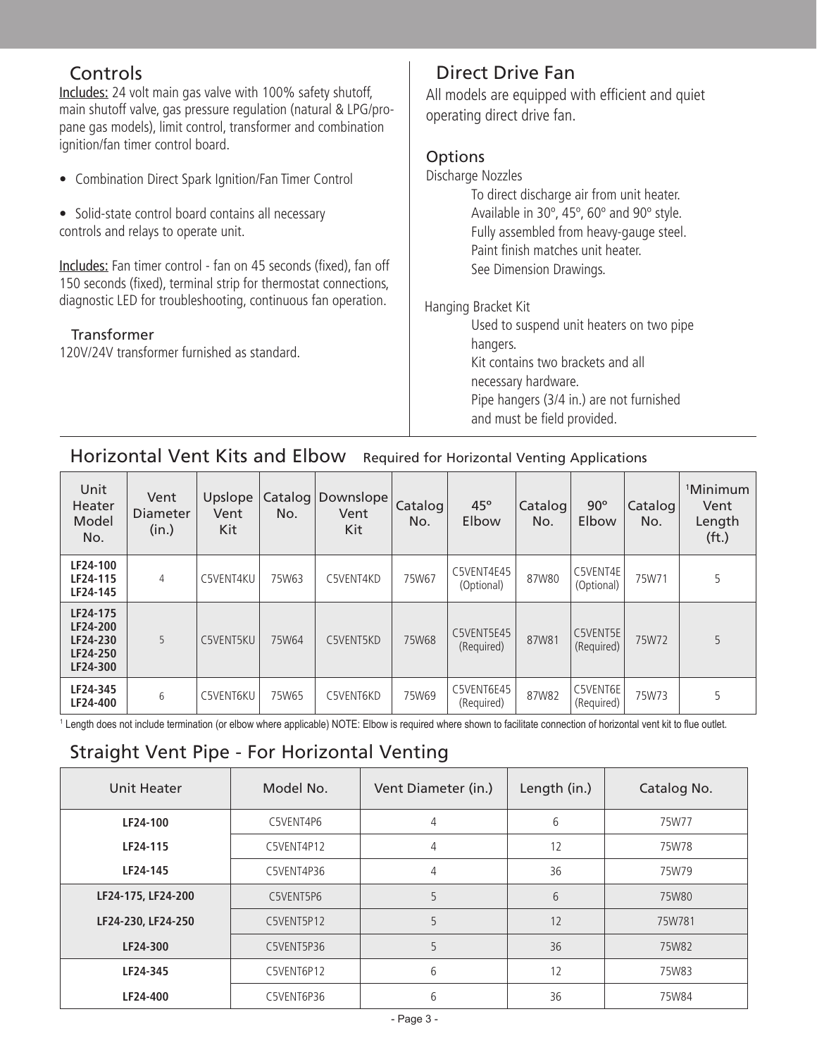## Controls

Includes: 24 volt main gas valve with 100% safety shutoff, main shutoff valve, gas pressure regulation (natural & LPG/propane gas models), limit control, transformer and combination ignition/fan timer control board.

- Combination Direct Spark Ignition/Fan Timer Control
- Solid-state control board contains all necessary controls and relays to operate unit.

Includes: Fan timer control - fan on 45 seconds (fixed), fan off 150 seconds (fixed), terminal strip for thermostat connections, diagnostic LED for troubleshooting, continuous fan operation.

### Transformer

120V/24V transformer furnished as standard.

## Direct Drive Fan

All models are equipped with efficient and quiet operating direct drive fan.

### Options

Discharge Nozzles

To direct discharge air from unit heater. Available in 30º, 45º, 60º and 90º style. Fully assembled from heavy-gauge steel. Paint finish matches unit heater. See Dimension Drawings.

Hanging Bracket Kit

Used to suspend unit heaters on two pipe hangers. Kit contains two brackets and all necessary hardware. Pipe hangers (3/4 in.) are not furnished and must be field provided.

## Horizontal Vent Kits and Elbow Required for Horizontal Venting Applications

| Unit Heater Model No. | Vent Diameter (in.) | Upslope Vent Kit | Catalog No. | Downslope Vent Kit | Catalog No. | 45° Elbow | Catalog No. | 90° Elbow | Catalog No. | [1]Minimum Vent Length (ft.) |
|---|---|---|---|---|---|---|---|---|---|---|
| **LF24-100 LF24-115 LF24-145** | 4 | C5VENT4KU | 75W63 | C5VENT4KD | 75W67 | C5VENT4E45 (Optional) | 87W80 | C5VENT4E (Optional) | 75W71 | 5 |
| **LF24-175 LF24-200 LF24-230 LF24-250 LF24-300** | 5 | C5VENT5KU | 75W64 | C5VENT5KD | 75W68 | C5VENT5E45 (Required) | 87W81 | C5VENT5E (Required) | 75W72 | 5 |
| **LF24-345 LF24-400** | 6 | C5VENT6KU | 75W65 | C5VENT6KD | 75W69 | C5VENT6E45 (Required) | 87W82 | C5VENT6E (Required) | 75W73 | 5 |

[1] Length does not include termination (or elbow where applicable) NOTE: Elbow is required where shown to facilitate connection of horizontal vent kit to flue outlet.

## Straight Vent Pipe - For Horizontal Venting

| Unit Heater | Model No. | Vent Diameter (in.) | Length (in.) | Catalog No. |
|---|---|---|---|---|
| **LF24-100** | C5VENT4P6 | 4 | 6 | 75W77 |
| **LF24-115** | C5VENT4P12 | 4 | 12 | 75W78 |
| **LF24-145** | C5VENT4P36 | 4 | 36 | 75W79 |
| **LF24-175, LF24-200** | C5VENT5P6 | 5 | 6 | 75W80 |
| **LF24-230, LF24-250** | C5VENT5P12 | 5 | 12 | 75W781 |
| **LF24-300** | C5VENT5P36 | 5 | 36 | 75W82 |
| **LF24-345** | C5VENT6P12 | 6 | 12 | 75W83 |
| **LF24-400** | C5VENT6P36 | 6 | 36 | 75W84 |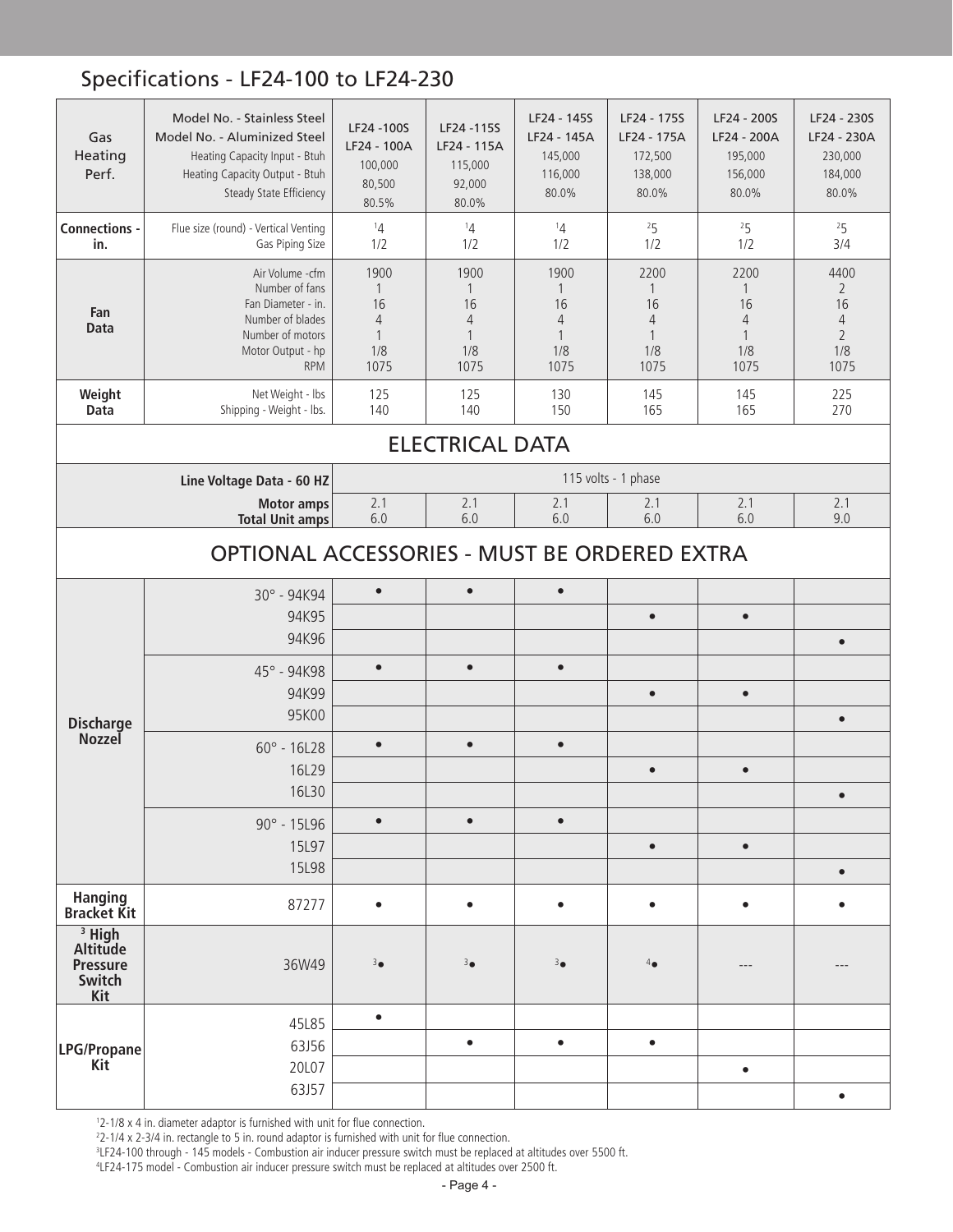## Specifications - LF24-100 to LF24-230

| Gas Heating Perf. | Model No. - Stainless Steel<br>Model No. - Aluminized Steel<br>Heating Capacity Input - Btuh<br>Heating Capacity Output - Btuh<br>Steady State Efficiency | LF24 -100S<br>LF24 - 100A<br>100,000<br>80,500<br>80.5% | LF24 -115S<br>LF24 - 115A<br>115,000<br>92,000<br>80.0% | LF24 - 145S<br>LF24 - 145A<br>145,000<br>116,000<br>80.0% | LF24 - 175S<br>LF24 - 175A<br>172,500<br>138,000<br>80.0% | LF24 - 200S<br>LF24 - 200A<br>195,000<br>156,000<br>80.0% | LF24 - 230S<br>LF24 - 230A<br>230,000<br>184,000<br>80.0% |
|---|---|---|---|---|---|---|---|
| **Connections - in.** | Flue size (round) - Vertical Venting<br>Gas Piping Size | [1]4<br>1/2 | [1]4<br>1/2 | [1]4<br>1/2 | [2]5<br>1/2 | [2]5<br>1/2 | [2]5<br>3/4 |
| **Fan Data** | Air Volume -cfm<br>Number of fans<br>Fan Diameter - in.<br>Number of blades<br>Number of motors<br>Motor Output - hp<br>RPM | 1900<br>1<br>16<br>4<br>1<br>1/8<br>1075 | 1900<br>1<br>16<br>4<br>1<br>1/8<br>1075 | 1900<br>1<br>16<br>4<br>1<br>1/8<br>1075 | 2200<br>1<br>16<br>4<br>1<br>1/8<br>1075 | 2200<br>1<br>16<br>4<br>1<br>1/8<br>1075 | 4400<br>2<br>16<br>4<br>2<br>1/8<br>1075 |
| **Weight Data** | Net Weight - lbs<br>Shipping - Weight - lbs. | 125<br>140 | 125<br>140 | 130<br>150 | 145<br>165 | 145<br>165 | 225<br>270 |
| **ELECTRICAL DATA** | | | | | | | |
| | **Line Voltage Data - 60 HZ** | 115 volts - 1 phase | | | | | |
| | **Motor amps**<br>**Total Unit amps** | 2.1<br>6.0 | 2.1<br>6.0 | 2.1<br>6.0 | 2.1<br>6.0 | 2.1<br>6.0 | 2.1<br>9.0 |
| **OPTIONAL ACCESSORIES - MUST BE ORDERED EXTRA** | | | | | | | |
| **Discharge Nozzel** | 30° - 94K94 | • | • | • | | | |
| | 94K95 | | | | • | • | |
| | 94K96 | | | | | | • |
| | 45° - 94K98 | • | • | • | | | |
| | 94K99 | | | | • | • | |
| | 95K00 | | | | | | • |
| | 60° - 16L28 | • | • | • | | | |
| | 16L29 | | | | • | • | |
| | 16L30 | | | | | | • |
| | 90° - 15L96 | • | • | • | | | |
| | 15L97 | | | | • | • | |
| | 15L98 | | | | | | • |
| **Hanging Bracket Kit** | 87277 | • | • | • | • | • | • |
| **[3] High Altitude Pressure Switch Kit** | 36W49 | [3]• | [3]• | [3]• | [4]• | --- | --- |
| **LPG/Propane Kit** | 45L85 | • | | | | | |
| | 63J56 | | • | • | • | | |
| | 20L07 | | | | | • | |
| | 63J57 | | | | | | • |

[1]2-1/8 x 4 in. diameter adaptor is furnished with unit for flue connection.

[2]2-1/4 x 2-3/4 in. rectangle to 5 in. round adaptor is furnished with unit for flue connection.

[3]LF24-100 through - 145 models - Combustion air inducer pressure switch must be replaced at altitudes over 5500 ft.

[4]LF24-175 model - Combustion air inducer pressure switch must be replaced at altitudes over 2500 ft.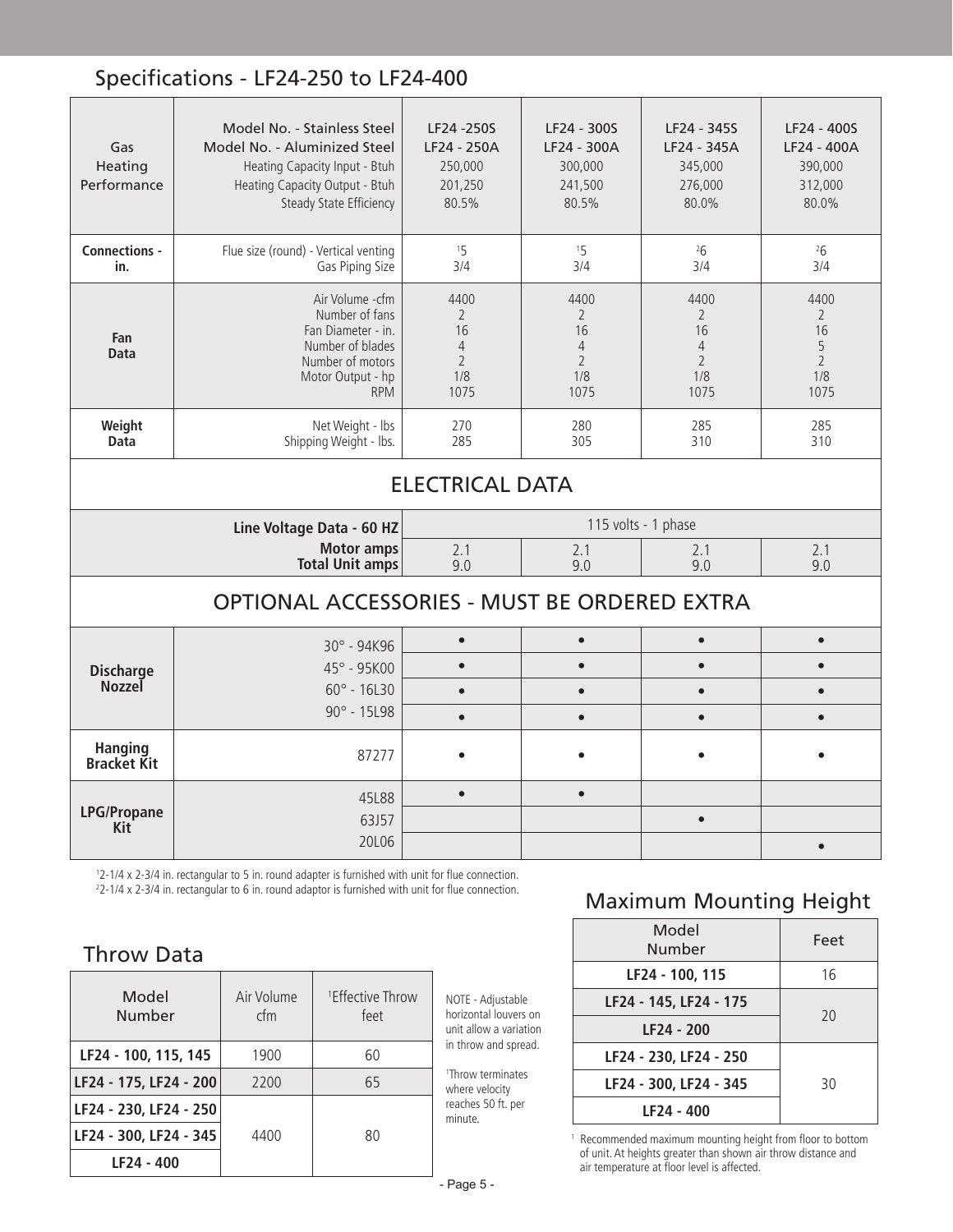## Specifications - LF24-250 to LF24-400

| | | | | | |
|---|---|---|---|---|---|
| Gas Heating Performance | Model No. - Stainless Steel | LF24 -250S | LF24 - 300S | LF24 - 345S | LF24 - 400S |
| | Model No. - Aluminized Steel | LF24 - 250A | LF24 - 300A | LF24 - 345A | LF24 - 400A |
| | Heating Capacity Input - Btuh | 250,000 | 300,000 | 345,000 | 390,000 |
| | Heating Capacity Output - Btuh | 201,250 | 241,500 | 276,000 | 312,000 |
| | Steady State Efficiency | 80.5% | 80.5% | 80.0% | 80.0% |
| **Connections - in.** | Flue size (round) - Vertical venting | [1]5 | [1]5 | [2]6 | [2]6 |
| | Gas Piping Size | 3/4 | 3/4 | 3/4 | 3/4 |
| **Fan Data** | Air Volume -cfm | 4400 | 4400 | 4400 | 4400 |
| | Number of fans | 2 | 2 | 2 | 2 |
| | Fan Diameter - in. | 16 | 16 | 16 | 16 |
| | Number of blades | 4 | 4 | 4 | 5 |
| | Number of motors | 2 | 2 | 2 | 2 |
| | Motor Output - hp | 1/8 | 1/8 | 1/8 | 1/8 |
| | RPM | 1075 | 1075 | 1075 | 1075 |
| **Weight Data** | Net Weight - lbs | 270 | 280 | 285 | 285 |
| | Shipping Weight - lbs. | 285 | 305 | 310 | 310 |
| **ELECTRICAL DATA** | | | | | |
| | **Line Voltage Data - 60 HZ** | 115 volts - 1 phase | | | |
| | **Motor amps** | 2.1 | 2.1 | 2.1 | 2.1 |
| | **Total Unit amps** | 9.0 | 9.0 | 9.0 | 9.0 |
| **OPTIONAL ACCESSORIES - MUST BE ORDERED EXTRA** | | | | | |
| **Discharge Nozzel** | 30° - 94K96 | • | • | • | • |
| | 45° - 95K00 | • | • | • | • |
| | 60° - 16L30 | • | • | • | • |
| | 90° - 15L98 | • | • | • | • |
| **Hanging Bracket Kit** | 87277 | • | • | • | • |
| **LPG/Propane Kit** | 45L88 | • | • | | |
| | 63J57 | | | • | |
| | 20L06 | | | | • |

[1]2-1/4 x 2-3/4 in. rectangular to 5 in. round adapter is furnished with unit for flue connection.
[2]2-1/4 x 2-3/4 in. rectangular to 6 in. round adaptor is furnished with unit for flue connection.

## Throw Data

| Model Number | Air Volume cfm | [1]Effective Throw feet |
|---|---|---|
| LF24 - 100, 115, 145 | 1900 | 60 |
| LF24 - 175, LF24 - 200 | 2200 | 65 |
| LF24 - 230, LF24 - 250 | 4400 | 80 |
| LF24 - 300, LF24 - 345 | | |
| LF24 - 400 | | |

NOTE - Adjustable horizontal louvers on unit allow a variation in throw and spread.

[1]Throw terminates where velocity reaches 50 ft. per minute.

## Maximum Mounting Height

| Model Number | Feet |
|---|---|
| LF24 - 100, 115 | 16 |
| LF24 - 145, LF24 - 175 | 20 |
| LF24 - 200 | |
| LF24 - 230, LF24 - 250 | 30 |
| LF24 - 300, LF24 - 345 | |
| LF24 - 400 | |

[1] Recommended maximum mounting height from floor to bottom of unit. At heights greater than shown air throw distance and air temperature at floor level is affected.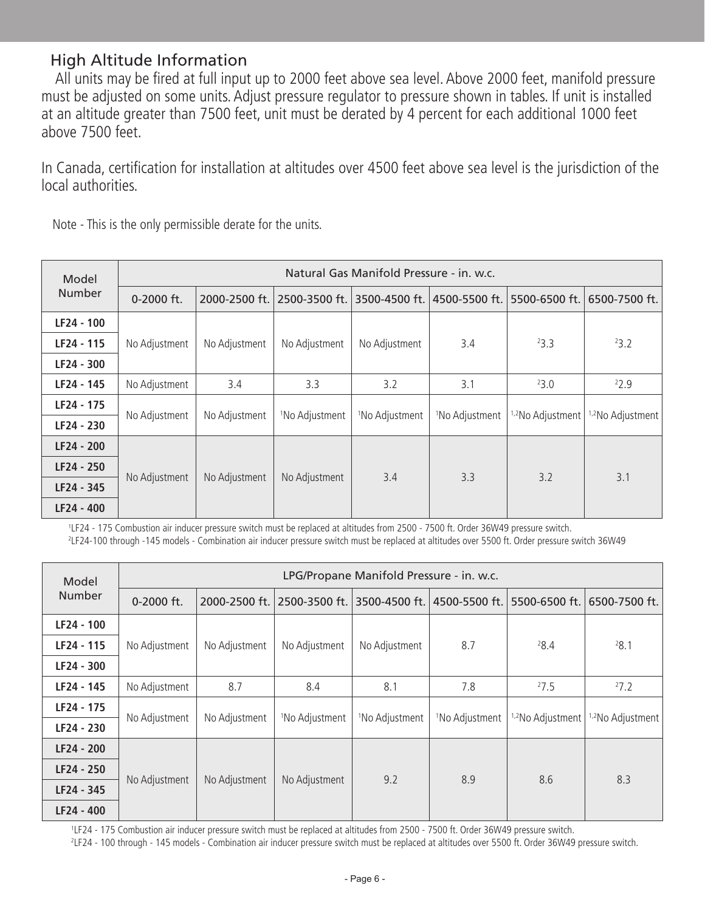## High Altitude Information

All units may be fired at full input up to 2000 feet above sea level. Above 2000 feet, manifold pressure must be adjusted on some units. Adjust pressure regulator to pressure shown in tables. If unit is installed at an altitude greater than 7500 feet, unit must be derated by 4 percent for each additional 1000 feet above 7500 feet.

In Canada, certification for installation at altitudes over 4500 feet above sea level is the jurisdiction of the local authorities.

Note - This is the only permissible derate for the units.

| Model Number | Natural Gas Manifold Pressure - in. w.c. | | | | | | |
|---|---|---|---|---|---|---|---|
| | 0-2000 ft. | 2000-2500 ft. | 2500-3500 ft. | 3500-4500 ft. | 4500-5500 ft. | 5500-6500 ft. | 6500-7500 ft. |
| LF24 - 100, LF24 - 115, LF24 - 300 | No Adjustment | No Adjustment | No Adjustment | No Adjustment | 3.4 | [2]3.3 | [2]3.2 |
| LF24 - 145 | No Adjustment | 3.4 | 3.3 | 3.2 | 3.1 | [2]3.0 | [2]2.9 |
| LF24 - 175, LF24 - 230 | No Adjustment | No Adjustment | [1]No Adjustment | [1]No Adjustment | [1]No Adjustment | [1,2]No Adjustment | [1,2]No Adjustment |
| LF24 - 200, LF24 - 250, LF24 - 345, LF24 - 400 | No Adjustment | No Adjustment | No Adjustment | 3.4 | 3.3 | 3.2 | 3.1 |

[1]LF24 - 175 Combustion air inducer pressure switch must be replaced at altitudes from 2500 - 7500 ft. Order 36W49 pressure switch.
[2]LF24-100 through -145 models - Combination air inducer pressure switch must be replaced at altitudes over 5500 ft. Order pressure switch 36W49

| Model Number | LPG/Propane Manifold Pressure - in. w.c. | | | | | | |
|---|---|---|---|---|---|---|---|
| | 0-2000 ft. | 2000-2500 ft. | 2500-3500 ft. | 3500-4500 ft. | 4500-5500 ft. | 5500-6500 ft. | 6500-7500 ft. |
| LF24 - 100, LF24 - 115, LF24 - 300 | No Adjustment | No Adjustment | No Adjustment | No Adjustment | 8.7 | [2]8.4 | [2]8.1 |
| LF24 - 145 | No Adjustment | 8.7 | 8.4 | 8.1 | 7.8 | [2]7.5 | [2]7.2 |
| LF24 - 175, LF24 - 230 | No Adjustment | No Adjustment | [1]No Adjustment | [1]No Adjustment | [1]No Adjustment | [1,2]No Adjustment | [1,2]No Adjustment |
| LF24 - 200, LF24 - 250, LF24 - 345, LF24 - 400 | No Adjustment | No Adjustment | No Adjustment | 9.2 | 8.9 | 8.6 | 8.3 |

[1]LF24 - 175 Combustion air inducer pressure switch must be replaced at altitudes from 2500 - 7500 ft. Order 36W49 pressure switch.
[2]LF24 - 100 through - 145 models - Combination air inducer pressure switch must be replaced at altitudes over 5500 ft. Order 36W49 pressure switch.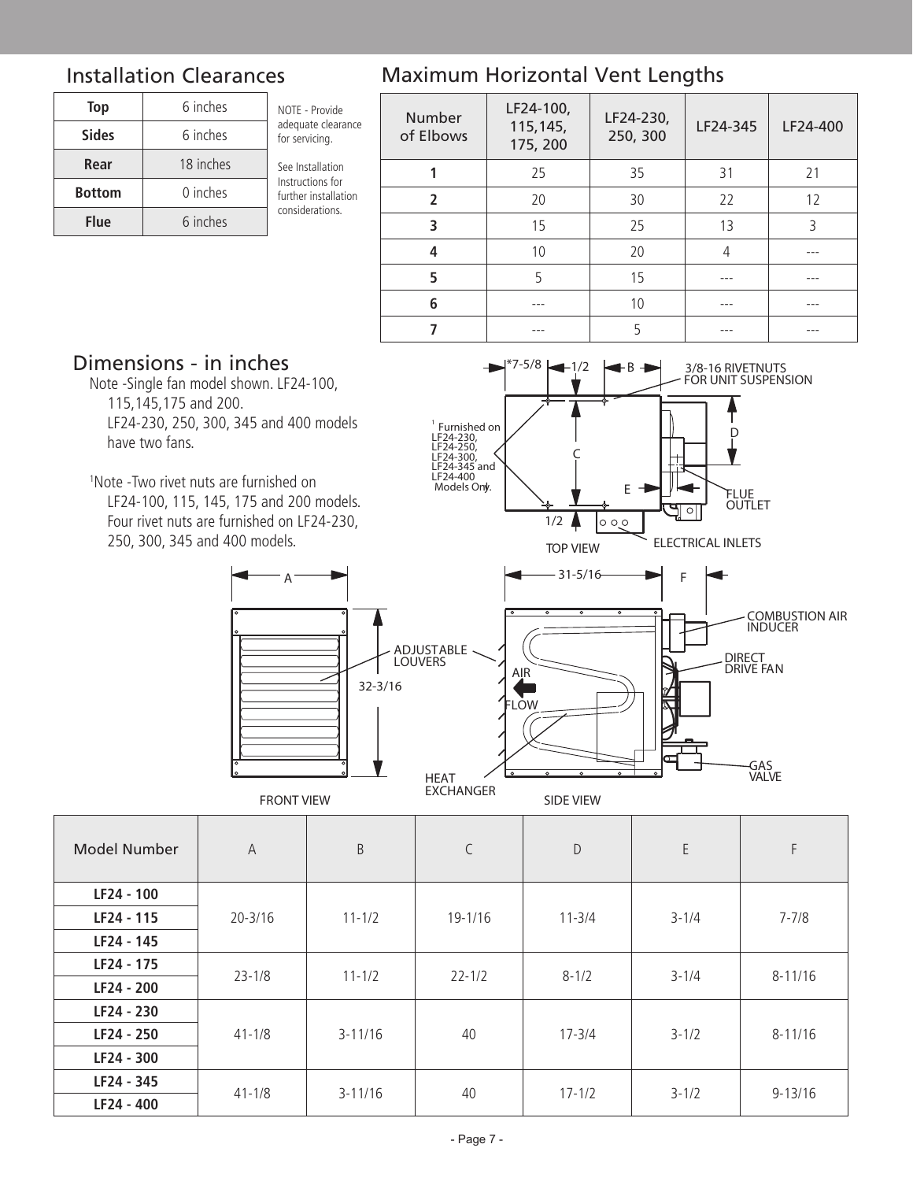## Installation Clearances

| | |
|---|---|
| **Top** | 6 inches |
| **Sides** | 6 inches |
| **Rear** | 18 inches |
| **Bottom** | 0 inches |
| **Flue** | 6 inches |

NOTE - Provide adequate clearance for servicing.

See Installation Instructions for further installation considerations.

## Maximum Horizontal Vent Lengths

| Number of Elbows | LF24-100, 115,145, 175, 200 | LF24-230, 250, 300 | LF24-345 | LF24-400 |
|---|---|---|---|---|
| **1** | 25 | 35 | 31 | 21 |
| **2** | 20 | 30 | 22 | 12 |
| **3** | 15 | 25 | 13 | 3 |
| **4** | 10 | 20 | 4 | --- |
| **5** | 5 | 15 | --- | --- |
| **6** | --- | 10 | --- | --- |
| **7** | --- | 5 | --- | --- |

## Dimensions - in inches

Note -Single fan model shown. LF24-100, 115,145,175 and 200. LF24-230, 250, 300, 345 and 400 models have two fans.

[1]Note -Two rivet nuts are furnished on LF24-100, 115, 145, 175 and 200 models. Four rivet nuts are furnished on LF24-230, 250, 300, 345 and 400 models.

*7-5/8 1/2 B 3/8-16 RIVETNUTS FOR UNIT SUSPENSION

[1] Furnished on LF24-230, LF24-250, LF24-300, LF24-345 and LF24-400 Models Only.

C D E FLUE OUTLET 1/2 ELECTRICAL INLETS

TOP VIEW

A 32-3/16 ADJUSTABLE LOUVERS

FRONT VIEW

31-5/16 F AIR FLOW COMBUSTION AIR INDUCER DIRECT DRIVE FAN HEAT EXCHANGER GAS VALVE

SIDE VIEW

| Model Number | A | B | C | D | E | F |
|---|---|---|---|---|---|---|
| **LF24 - 100** | 20-3/16 | 11-1/2 | 19-1/16 | 11-3/4 | 3-1/4 | 7-7/8 |
| **LF24 - 115** | | | | | | |
| **LF24 - 145** | | | | | | |
| **LF24 - 175** | 23-1/8 | 11-1/2 | 22-1/2 | 8-1/2 | 3-1/4 | 8-11/16 |
| **LF24 - 200** | | | | | | |
| **LF24 - 230** | 41-1/8 | 3-11/16 | 40 | 17-3/4 | 3-1/2 | 8-11/16 |
| **LF24 - 250** | | | | | | |
| **LF24 - 300** | | | | | | |
| **LF24 - 345** | 41-1/8 | 3-11/16 | 40 | 17-1/2 | 3-1/2 | 9-13/16 |
| **LF24 - 400** | | | | | | |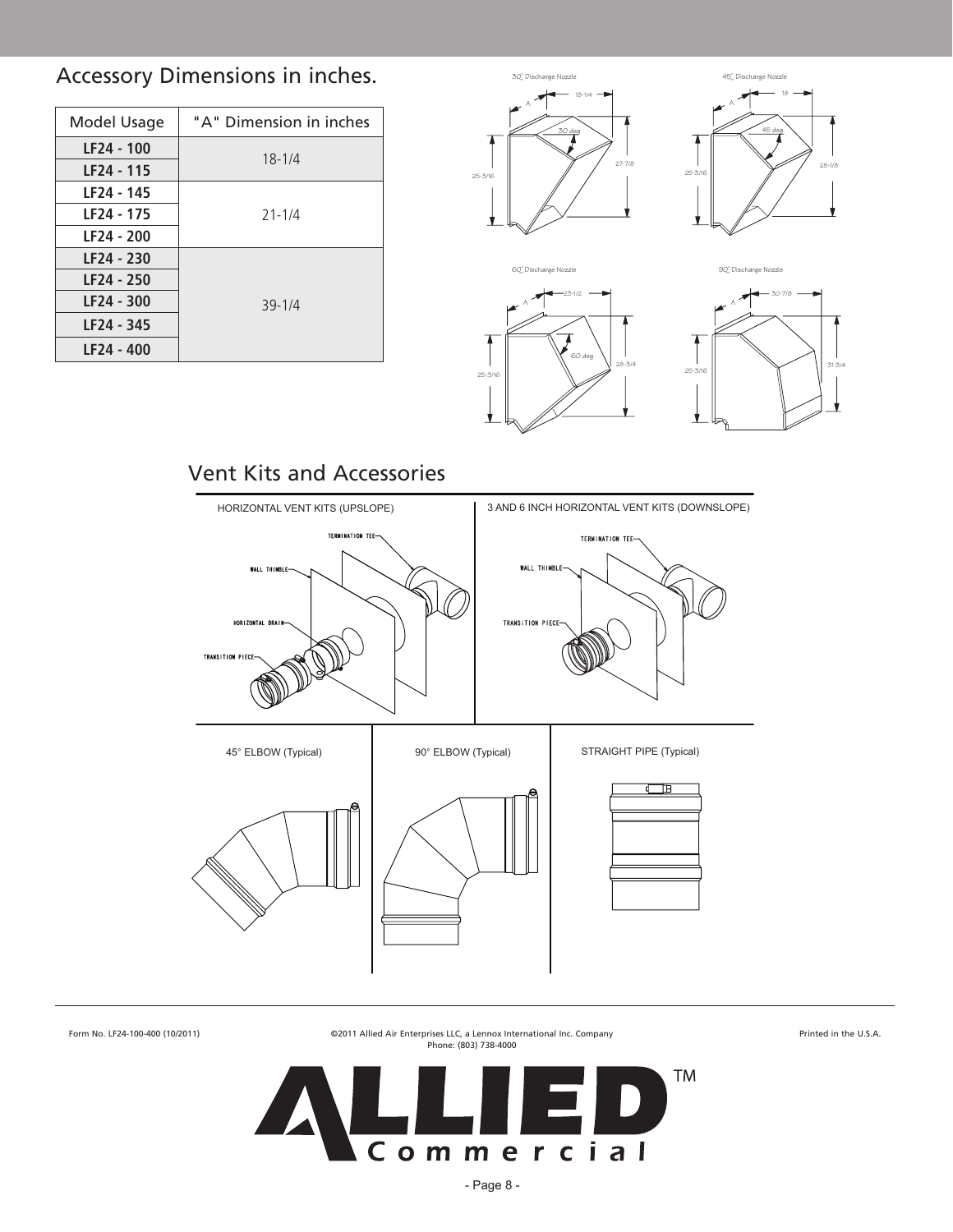## Accessory Dimensions in inches.

| Model Usage | "A" Dimension in inches |
|---|---|
| **LF24 - 100** | 18-1/4 |
| **LF24 - 115** | |
| **LF24 - 145** | 21-1/4 |
| **LF24 - 175** | |
| **LF24 - 200** | |
| **LF24 - 230** | 39-1/4 |
| **LF24 - 250** | |
| **LF24 - 300** | |
| **LF24 - 345** | |
| **LF24 - 400** | |

30° Discharge Nozzle
A
18-1/4
30 deg
25-3/16
27-7/8

45° Discharge Nozzle
A
18
45 deg
25-3/16
28-1/8

60° Discharge Nozzle
A
23-1/2
60 deg
25-3/16
28-3/4

90° Discharge Nozzle
A
30-7/8
25-3/16
31-3/4

## Vent Kits and Accessories

HORIZONTAL VENT KITS (UPSLOPE)

TERMINATION TEE
WALL THIMBLE
HORIZONTAL DRAIN
TRANSITION PIECE

3 AND 6 INCH HORIZONTAL VENT KITS (DOWNSLOPE)

TERMINATION TEE
WALL THIMBLE
TRANSITION PIECE

45° ELBOW (Typical)

90° ELBOW (Typical)

STRAIGHT PIPE (Typical)

Form No. LF24-100-400 (10/2011)

©2011 Allied Air Enterprises LLC, a Lennox International Inc. Company
Phone: (803) 738-4000

Printed in the U.S.A.

ALLIED™ Commercial